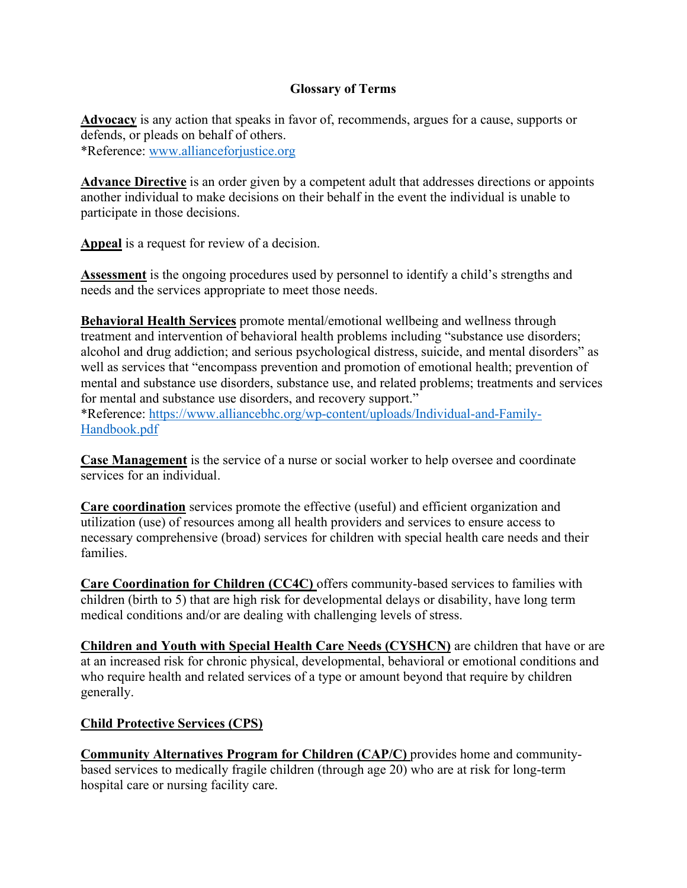# Glossary of Terms

**Advocacy** is any action that speaks in favor of, recommends, argues for a cause, supports or defends, or pleads on behalf of others.
*Reference: [www.allianceforjustice.org](www.allianceforjustice.org)

**Advance Directive** is an order given by a competent adult that addresses directions or appoints another individual to make decisions on their behalf in the event the individual is unable to participate in those decisions.

**Appeal** is a request for review of a decision.

**Assessment** is the ongoing procedures used by personnel to identify a child's strengths and needs and the services appropriate to meet those needs.

**Behavioral Health Services** promote mental/emotional wellbeing and wellness through treatment and intervention of behavioral health problems including "substance use disorders; alcohol and drug addiction; and serious psychological distress, suicide, and mental disorders" as well as services that "encompass prevention and promotion of emotional health; prevention of mental and substance use disorders, substance use, and related problems; treatments and services for mental and substance use disorders, and recovery support."
*Reference: [https://www.alliancebhc.org/wp-content/uploads/Individual-and-Family-Handbook.pdf](https://www.alliancebhc.org/wp-content/uploads/Individual-and-Family-Handbook.pdf)

**Case Management** is the service of a nurse or social worker to help oversee and coordinate services for an individual.

**Care coordination** services promote the effective (useful) and efficient organization and utilization (use) of resources among all health providers and services to ensure access to necessary comprehensive (broad) services for children with special health care needs and their families.

**Care Coordination for Children (CC4C)** offers community-based services to families with children (birth to 5) that are high risk for developmental delays or disability, have long term medical conditions and/or are dealing with challenging levels of stress.

**Children and Youth with Special Health Care Needs (CYSHCN)** are children that have or are at an increased risk for chronic physical, developmental, behavioral or emotional conditions and who require health and related services of a type or amount beyond that require by children generally.

**Child Protective Services (CPS)**

**Community Alternatives Program for Children (CAP/C)** provides home and community-based services to medically fragile children (through age 20) who are at risk for long-term hospital care or nursing facility care.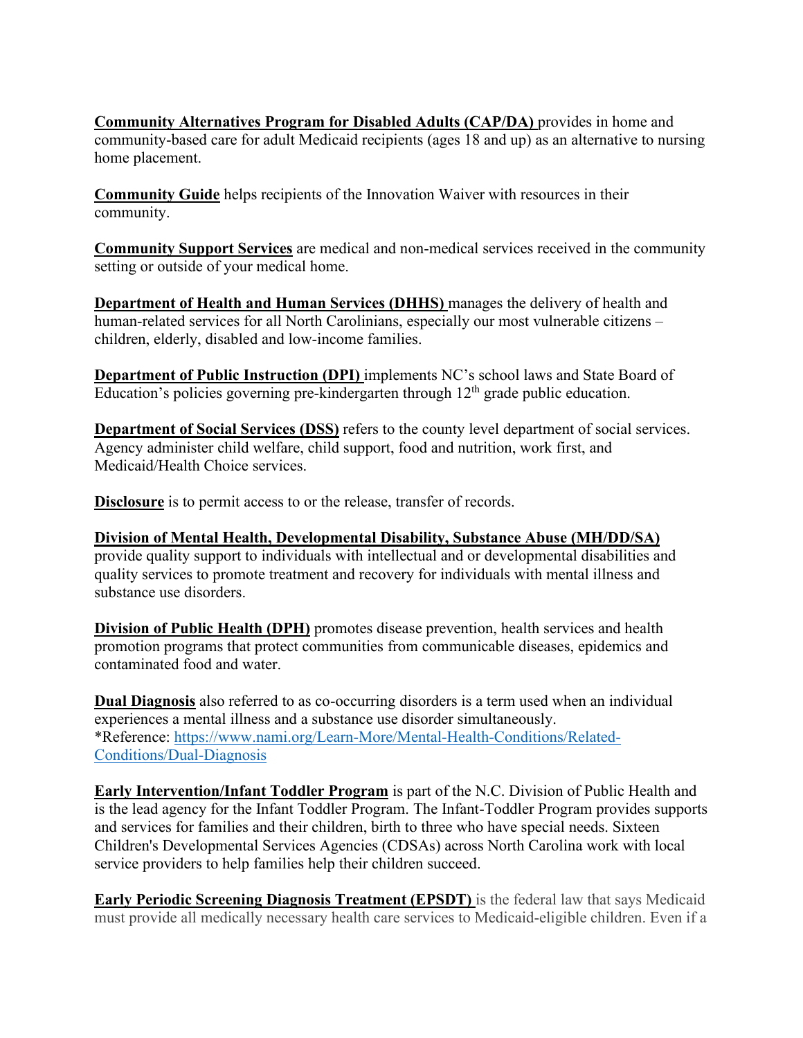**Community Alternatives Program for Disabled Adults (CAP/DA)** provides in home and community-based care for adult Medicaid recipients (ages 18 and up) as an alternative to nursing home placement.

**Community Guide** helps recipients of the Innovation Waiver with resources in their community.

**Community Support Services** are medical and non-medical services received in the community setting or outside of your medical home.

**Department of Health and Human Services (DHHS)** manages the delivery of health and human-related services for all North Carolinians, especially our most vulnerable citizens – children, elderly, disabled and low-income families.

**Department of Public Instruction (DPI)** implements NC's school laws and State Board of Education's policies governing pre-kindergarten through 12th grade public education.

**Department of Social Services (DSS)** refers to the county level department of social services. Agency administer child welfare, child support, food and nutrition, work first, and Medicaid/Health Choice services.

**Disclosure** is to permit access to or the release, transfer of records.

**Division of Mental Health, Developmental Disability, Substance Abuse (MH/DD/SA)** provide quality support to individuals with intellectual and or developmental disabilities and quality services to promote treatment and recovery for individuals with mental illness and substance use disorders.

**Division of Public Health (DPH)** promotes disease prevention, health services and health promotion programs that protect communities from communicable diseases, epidemics and contaminated food and water.

**Dual Diagnosis** also referred to as co-occurring disorders is a term used when an individual experiences a mental illness and a substance use disorder simultaneously.
*Reference: https://www.nami.org/Learn-More/Mental-Health-Conditions/Related-Conditions/Dual-Diagnosis

**Early Intervention/Infant Toddler Program** is part of the N.C. Division of Public Health and is the lead agency for the Infant Toddler Program. The Infant-Toddler Program provides supports and services for families and their children, birth to three who have special needs. Sixteen Children's Developmental Services Agencies (CDSAs) across North Carolina work with local service providers to help families help their children succeed.

**Early Periodic Screening Diagnosis Treatment (EPSDT)** is the federal law that says Medicaid must provide all medically necessary health care services to Medicaid-eligible children. Even if a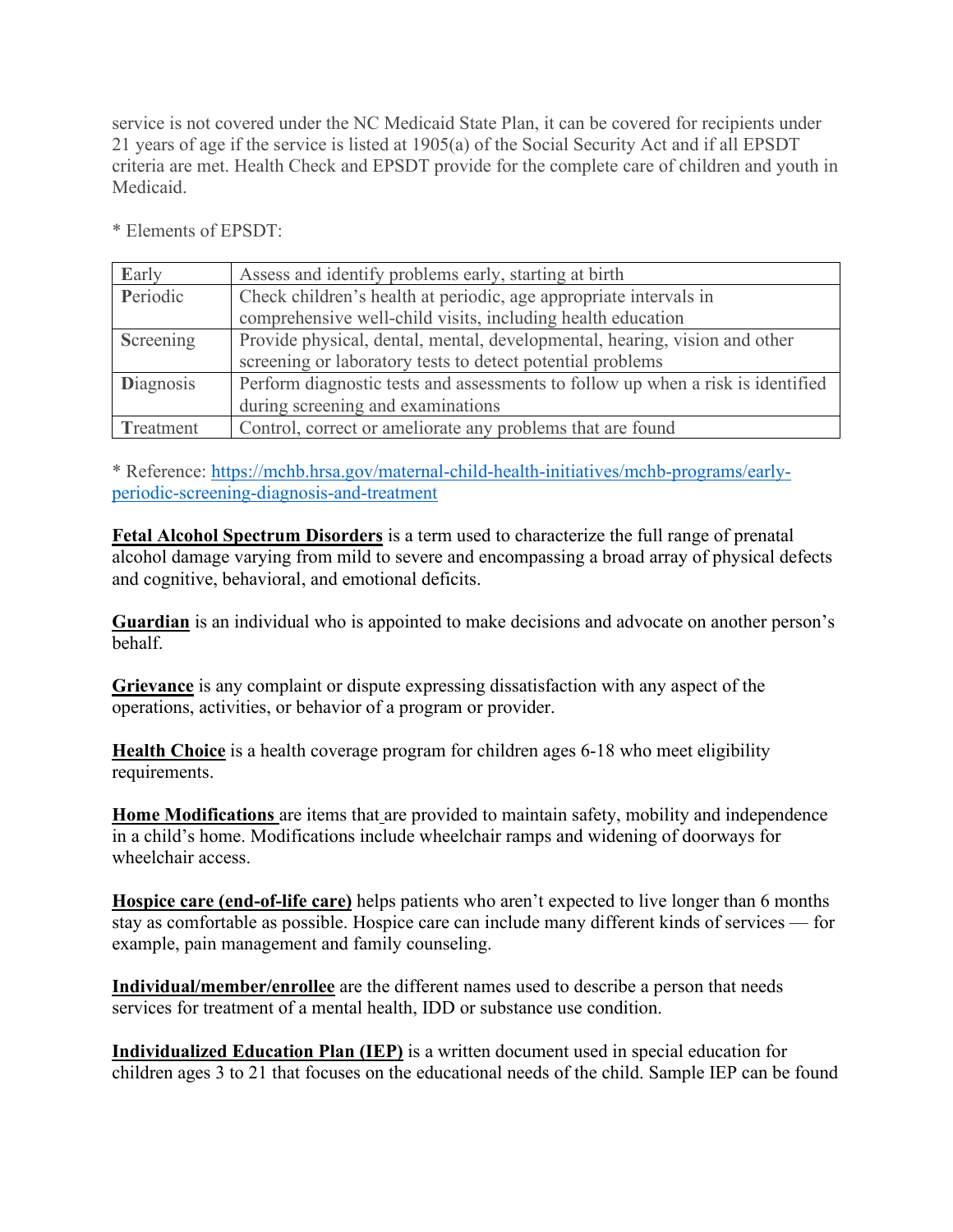service is not covered under the NC Medicaid State Plan, it can be covered for recipients under 21 years of age if the service is listed at 1905(a) of the Social Security Act and if all EPSDT criteria are met. Health Check and EPSDT provide for the complete care of children and youth in Medicaid.

* Elements of EPSDT:

| | |
|---|---|
| **E**arly | Assess and identify problems early, starting at birth |
| **P**eriodic | Check children's health at periodic, age appropriate intervals in comprehensive well-child visits, including health education |
| **S**creening | Provide physical, dental, mental, developmental, hearing, vision and other screening or laboratory tests to detect potential problems |
| **D**iagnosis | Perform diagnostic tests and assessments to follow up when a risk is identified during screening and examinations |
| **T**reatment | Control, correct or ameliorate any problems that are found |

* Reference: [https://mchb.hrsa.gov/maternal-child-health-initiatives/mchb-programs/early-periodic-screening-diagnosis-and-treatment](https://mchb.hrsa.gov/maternal-child-health-initiatives/mchb-programs/early-periodic-screening-diagnosis-and-treatment)

**Fetal Alcohol Spectrum Disorders** is a term used to characterize the full range of prenatal alcohol damage varying from mild to severe and encompassing a broad array of physical defects and cognitive, behavioral, and emotional deficits.

**Guardian** is an individual who is appointed to make decisions and advocate on another person's behalf.

**Grievance** is any complaint or dispute expressing dissatisfaction with any aspect of the operations, activities, or behavior of a program or provider.

**Health Choice** is a health coverage program for children ages 6-18 who meet eligibility requirements.

**Home Modifications** are items that are provided to maintain safety, mobility and independence in a child's home. Modifications include wheelchair ramps and widening of doorways for wheelchair access.

**Hospice care (end-of-life care)** helps patients who aren't expected to live longer than 6 months stay as comfortable as possible. Hospice care can include many different kinds of services — for example, pain management and family counseling.

**Individual/member/enrollee** are the different names used to describe a person that needs services for treatment of a mental health, IDD or substance use condition.

**Individualized Education Plan (IEP)** is a written document used in special education for children ages 3 to 21 that focuses on the educational needs of the child. Sample IEP can be found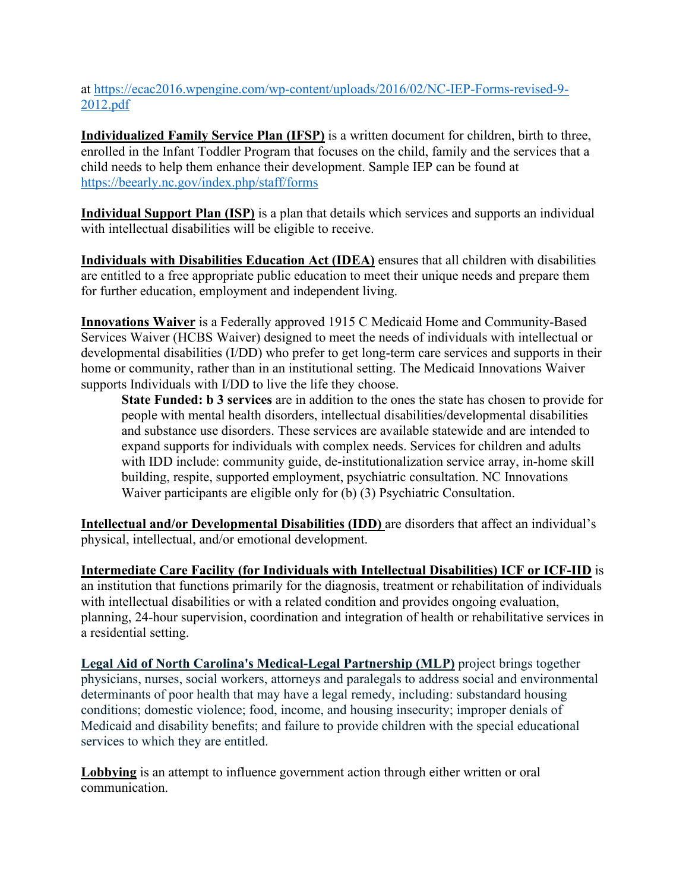at [https://ecac2016.wpengine.com/wp-content/uploads/2016/02/NC-IEP-Forms-revised-9-2012.pdf](https://ecac2016.wpengine.com/wp-content/uploads/2016/02/NC-IEP-Forms-revised-9-2012.pdf)

**Individualized Family Service Plan (IFSP)** is a written document for children, birth to three, enrolled in the Infant Toddler Program that focuses on the child, family and the services that a child needs to help them enhance their development. Sample IEP can be found at [https://beearly.nc.gov/index.php/staff/forms](https://beearly.nc.gov/index.php/staff/forms)

**Individual Support Plan (ISP)** is a plan that details which services and supports an individual with intellectual disabilities will be eligible to receive.

**Individuals with Disabilities Education Act (IDEA)** ensures that all children with disabilities are entitled to a free appropriate public education to meet their unique needs and prepare them for further education, employment and independent living.

**Innovations Waiver** is a Federally approved 1915 C Medicaid Home and Community-Based Services Waiver (HCBS Waiver) designed to meet the needs of individuals with intellectual or developmental disabilities (I/DD) who prefer to get long-term care services and supports in their home or community, rather than in an institutional setting. The Medicaid Innovations Waiver supports Individuals with I/DD to live the life they choose.

> **State Funded: b 3 services** are in addition to the ones the state has chosen to provide for people with mental health disorders, intellectual disabilities/developmental disabilities and substance use disorders. These services are available statewide and are intended to expand supports for individuals with complex needs. Services for children and adults with IDD include: community guide, de-institutionalization service array, in-home skill building, respite, supported employment, psychiatric consultation. NC Innovations Waiver participants are eligible only for (b) (3) Psychiatric Consultation.

**Intellectual and/or Developmental Disabilities (IDD)** are disorders that affect an individual's physical, intellectual, and/or emotional development.

**Intermediate Care Facility (for Individuals with Intellectual Disabilities) ICF or ICF-IID** is an institution that functions primarily for the diagnosis, treatment or rehabilitation of individuals with intellectual disabilities or with a related condition and provides ongoing evaluation, planning, 24-hour supervision, coordination and integration of health or rehabilitative services in a residential setting.

**Legal Aid of North Carolina's Medical-Legal Partnership (MLP)** project brings together physicians, nurses, social workers, attorneys and paralegals to address social and environmental determinants of poor health that may have a legal remedy, including: substandard housing conditions; domestic violence; food, income, and housing insecurity; improper denials of Medicaid and disability benefits; and failure to provide children with the special educational services to which they are entitled.

**Lobbying** is an attempt to influence government action through either written or oral communication.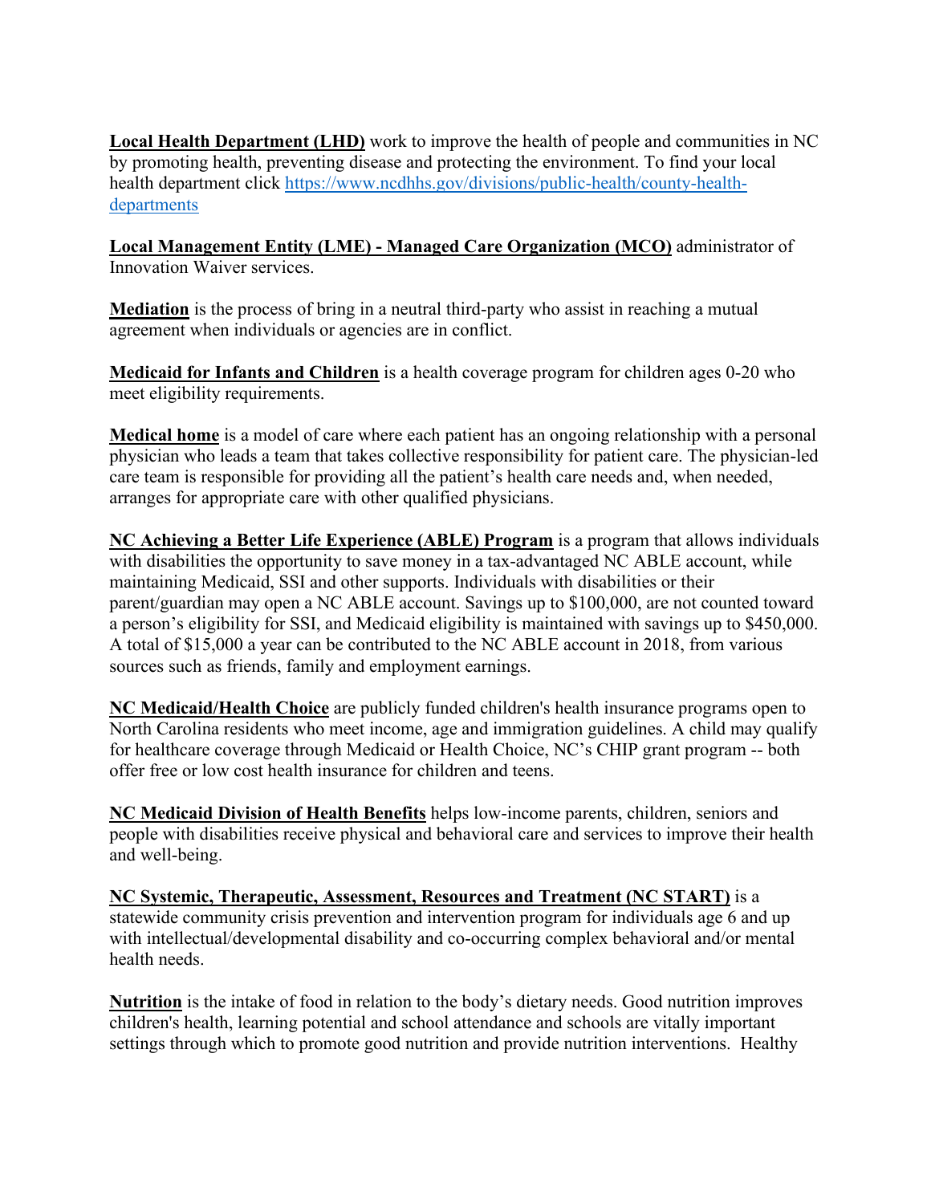**Local Health Department (LHD)** work to improve the health of people and communities in NC by promoting health, preventing disease and protecting the environment. To find your local health department click [https://www.ncdhhs.gov/divisions/public-health/county-health-departments](https://www.ncdhhs.gov/divisions/public-health/county-health-departments)

**Local Management Entity (LME) - Managed Care Organization (MCO)** administrator of Innovation Waiver services.

**Mediation** is the process of bring in a neutral third-party who assist in reaching a mutual agreement when individuals or agencies are in conflict.

**Medicaid for Infants and Children** is a health coverage program for children ages 0-20 who meet eligibility requirements.

**Medical home** is a model of care where each patient has an ongoing relationship with a personal physician who leads a team that takes collective responsibility for patient care. The physician-led care team is responsible for providing all the patient's health care needs and, when needed, arranges for appropriate care with other qualified physicians.

**NC Achieving a Better Life Experience (ABLE) Program** is a program that allows individuals with disabilities the opportunity to save money in a tax-advantaged NC ABLE account, while maintaining Medicaid, SSI and other supports. Individuals with disabilities or their parent/guardian may open a NC ABLE account. Savings up to $100,000, are not counted toward a person's eligibility for SSI, and Medicaid eligibility is maintained with savings up to $450,000. A total of $15,000 a year can be contributed to the NC ABLE account in 2018, from various sources such as friends, family and employment earnings.

**NC Medicaid/Health Choice** are publicly funded children's health insurance programs open to North Carolina residents who meet income, age and immigration guidelines. A child may qualify for healthcare coverage through Medicaid or Health Choice, NC's CHIP grant program -- both offer free or low cost health insurance for children and teens.

**NC Medicaid Division of Health Benefits** helps low-income parents, children, seniors and people with disabilities receive physical and behavioral care and services to improve their health and well-being.

**NC Systemic, Therapeutic, Assessment, Resources and Treatment (NC START)** is a statewide community crisis prevention and intervention program for individuals age 6 and up with intellectual/developmental disability and co-occurring complex behavioral and/or mental health needs.

**Nutrition** is the intake of food in relation to the body's dietary needs. Good nutrition improves children's health, learning potential and school attendance and schools are vitally important settings through which to promote good nutrition and provide nutrition interventions. Healthy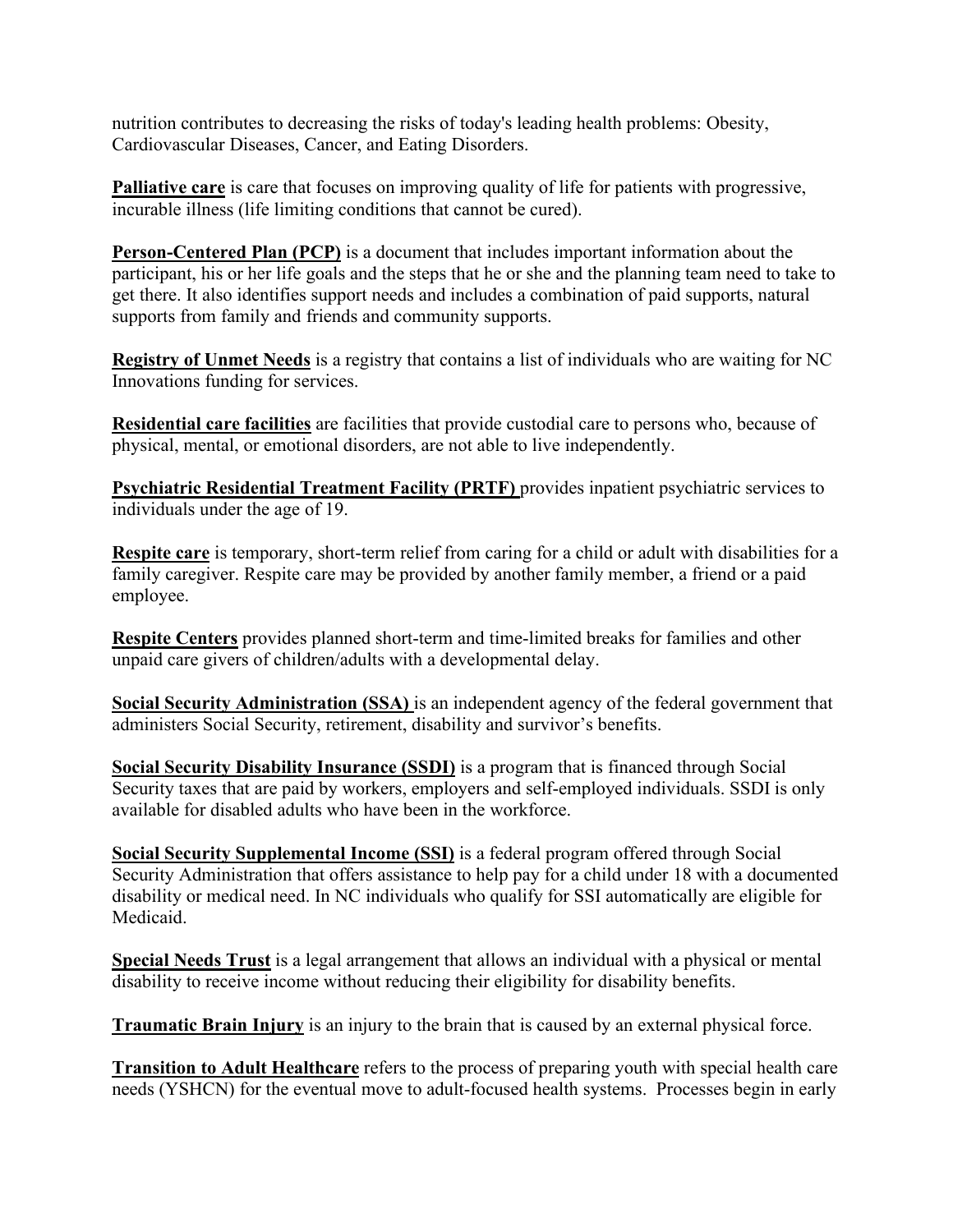nutrition contributes to decreasing the risks of today's leading health problems: Obesity, Cardiovascular Diseases, Cancer, and Eating Disorders.

**Palliative care** is care that focuses on improving quality of life for patients with progressive, incurable illness (life limiting conditions that cannot be cured).

**Person-Centered Plan (PCP)** is a document that includes important information about the participant, his or her life goals and the steps that he or she and the planning team need to take to get there. It also identifies support needs and includes a combination of paid supports, natural supports from family and friends and community supports.

**Registry of Unmet Needs** is a registry that contains a list of individuals who are waiting for NC Innovations funding for services.

**Residential care facilities** are facilities that provide custodial care to persons who, because of physical, mental, or emotional disorders, are not able to live independently.

**Psychiatric Residential Treatment Facility (PRTF)** provides inpatient psychiatric services to individuals under the age of 19.

**Respite care** is temporary, short-term relief from caring for a child or adult with disabilities for a family caregiver. Respite care may be provided by another family member, a friend or a paid employee.

**Respite Centers** provides planned short-term and time-limited breaks for families and other unpaid care givers of children/adults with a developmental delay.

**Social Security Administration (SSA)** is an independent agency of the federal government that administers Social Security, retirement, disability and survivor's benefits.

**Social Security Disability Insurance (SSDI)** is a program that is financed through Social Security taxes that are paid by workers, employers and self-employed individuals. SSDI is only available for disabled adults who have been in the workforce.

**Social Security Supplemental Income (SSI)** is a federal program offered through Social Security Administration that offers assistance to help pay for a child under 18 with a documented disability or medical need. In NC individuals who qualify for SSI automatically are eligible for Medicaid.

**Special Needs Trust** is a legal arrangement that allows an individual with a physical or mental disability to receive income without reducing their eligibility for disability benefits.

**Traumatic Brain Injury** is an injury to the brain that is caused by an external physical force.

**Transition to Adult Healthcare** refers to the process of preparing youth with special health care needs (YSHCN) for the eventual move to adult-focused health systems. Processes begin in early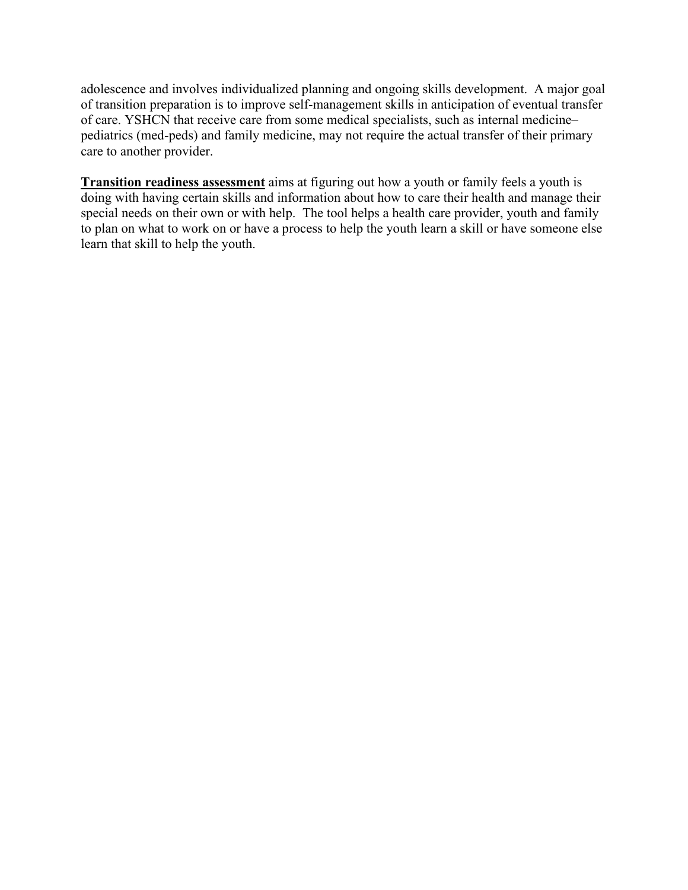adolescence and involves individualized planning and ongoing skills development. A major goal of transition preparation is to improve self-management skills in anticipation of eventual transfer of care. YSHCN that receive care from some medical specialists, such as internal medicine–pediatrics (med-peds) and family medicine, may not require the actual transfer of their primary care to another provider.

**Transition readiness assessment** aims at figuring out how a youth or family feels a youth is doing with having certain skills and information about how to care their health and manage their special needs on their own or with help. The tool helps a health care provider, youth and family to plan on what to work on or have a process to help the youth learn a skill or have someone else learn that skill to help the youth.